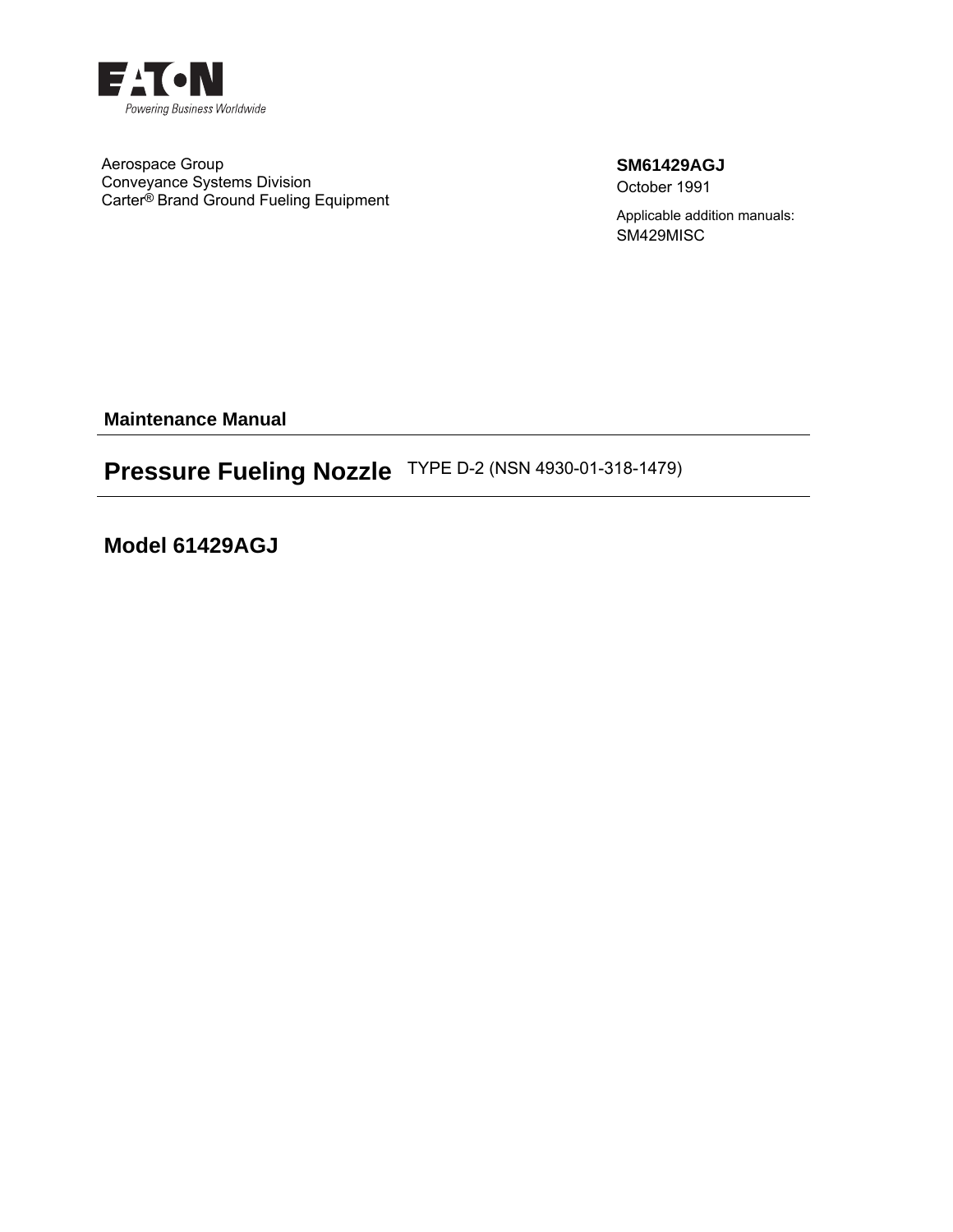EATON

Powering Business Worldwide

Aerospace Group
Conveyance Systems Division
Carter® Brand Ground Fueling Equipment

**SM61429AGJ**
October 1991

Applicable addition manuals:
SM429MISC

## Maintenance Manual

# Pressure Fueling Nozzle TYPE D-2 (NSN 4930-01-318-1479)

## Model 61429AGJ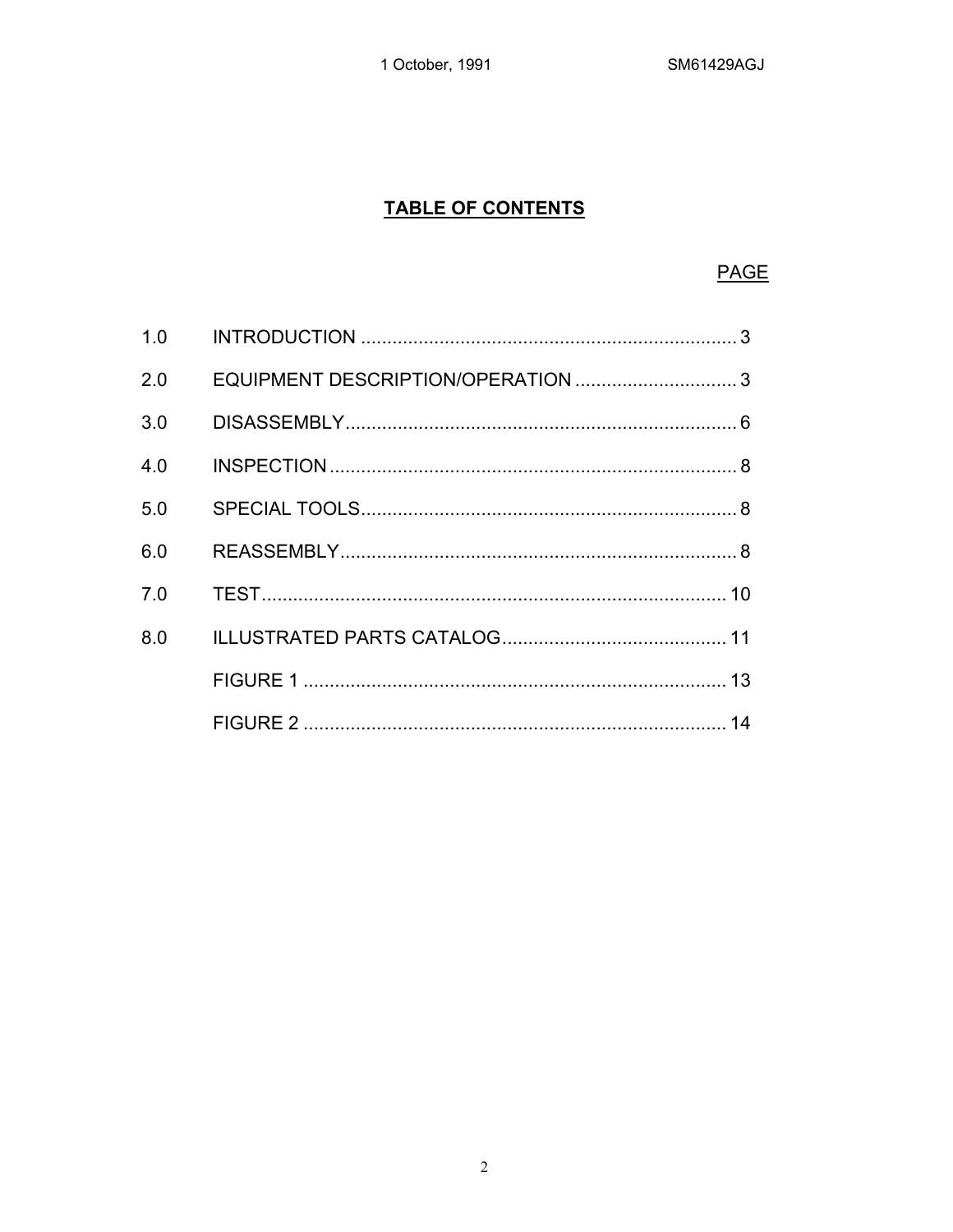## TABLE OF CONTENTS

| | | PAGE |
|---|---|---|
| 1.0 | INTRODUCTION | 3 |
| 2.0 | EQUIPMENT DESCRIPTION/OPERATION | 3 |
| 3.0 | DISASSEMBLY | 6 |
| 4.0 | INSPECTION | 8 |
| 5.0 | SPECIAL TOOLS | 8 |
| 6.0 | REASSEMBLY | 8 |
| 7.0 | TEST | 10 |
| 8.0 | ILLUSTRATED PARTS CATALOG | 11 |
| | FIGURE 1 | 13 |
| | FIGURE 2 | 14 |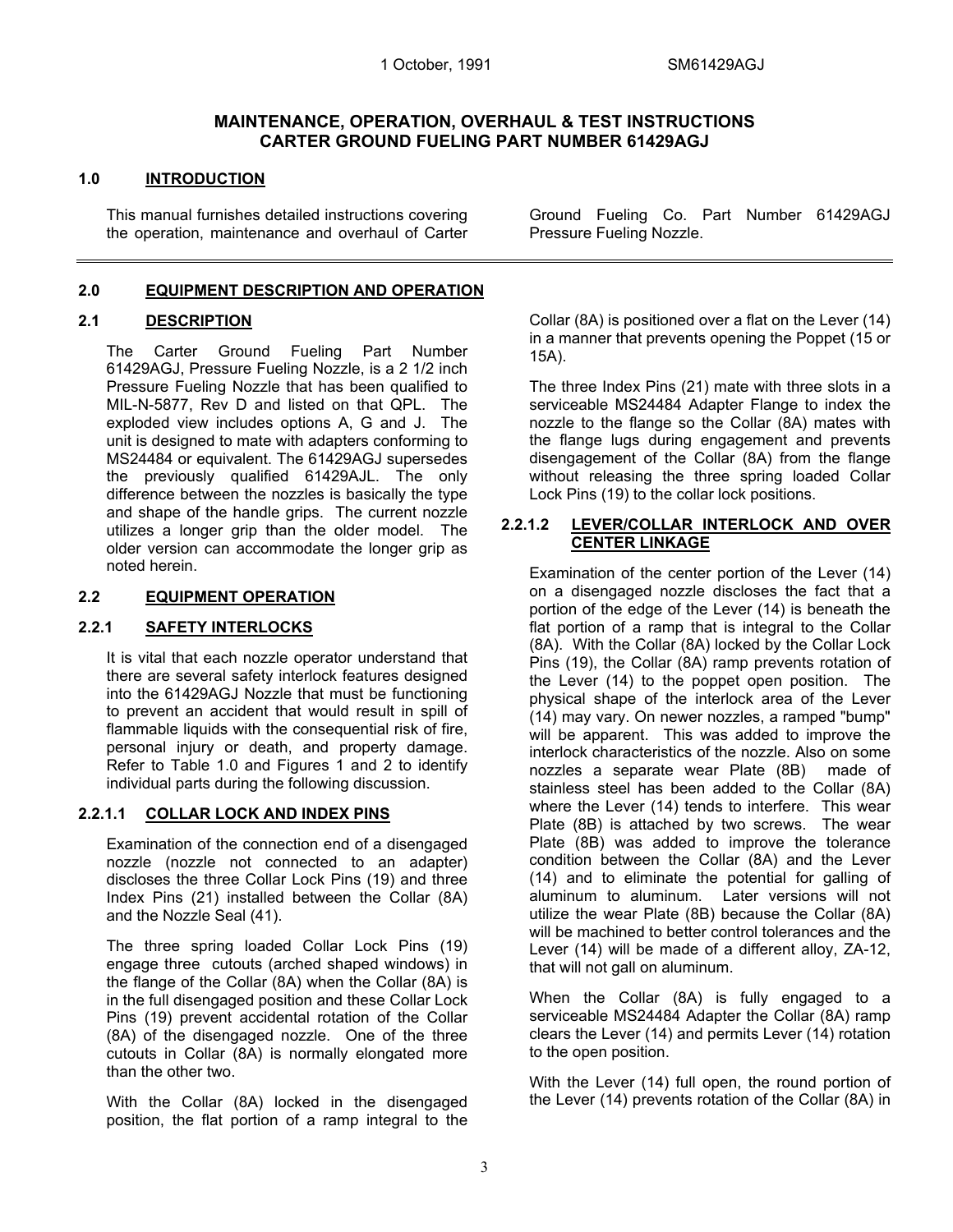# MAINTENANCE, OPERATION, OVERHAUL & TEST INSTRUCTIONS CARTER GROUND FUELING PART NUMBER 61429AGJ

## 1.0 INTRODUCTION

This manual furnishes detailed instructions covering the operation, maintenance and overhaul of Carter Ground Fueling Co. Part Number 61429AGJ Pressure Fueling Nozzle.

## 2.0 EQUIPMENT DESCRIPTION AND OPERATION

### 2.1 DESCRIPTION

The Carter Ground Fueling Part Number 61429AGJ, Pressure Fueling Nozzle, is a 2 1/2 inch Pressure Fueling Nozzle that has been qualified to MIL-N-5877, Rev D and listed on that QPL. The exploded view includes options A, G and J. The unit is designed to mate with adapters conforming to MS24484 or equivalent. The 61429AGJ supersedes the previously qualified 61429AJL. The only difference between the nozzles is basically the type and shape of the handle grips. The current nozzle utilizes a longer grip than the older model. The older version can accommodate the longer grip as noted herein.

### 2.2 EQUIPMENT OPERATION

#### 2.2.1 SAFETY INTERLOCKS

It is vital that each nozzle operator understand that there are several safety interlock features designed into the 61429AGJ Nozzle that must be functioning to prevent an accident that would result in spill of flammable liquids with the consequential risk of fire, personal injury or death, and property damage. Refer to Table 1.0 and Figures 1 and 2 to identify individual parts during the following discussion.

##### 2.2.1.1 COLLAR LOCK AND INDEX PINS

Examination of the connection end of a disengaged nozzle (nozzle not connected to an adapter) discloses the three Collar Lock Pins (19) and three Index Pins (21) installed between the Collar (8A) and the Nozzle Seal (41).

The three spring loaded Collar Lock Pins (19) engage three cutouts (arched shaped windows) in the flange of the Collar (8A) when the Collar (8A) is in the full disengaged position and these Collar Lock Pins (19) prevent accidental rotation of the Collar (8A) of the disengaged nozzle. One of the three cutouts in Collar (8A) is normally elongated more than the other two.

With the Collar (8A) locked in the disengaged position, the flat portion of a ramp integral to the Collar (8A) is positioned over a flat on the Lever (14) in a manner that prevents opening the Poppet (15 or 15A).

The three Index Pins (21) mate with three slots in a serviceable MS24484 Adapter Flange to index the nozzle to the flange so the Collar (8A) mates with the flange lugs during engagement and prevents disengagement of the Collar (8A) from the flange without releasing the three spring loaded Collar Lock Pins (19) to the collar lock positions.

##### 2.2.1.2 LEVER/COLLAR INTERLOCK AND OVER CENTER LINKAGE

Examination of the center portion of the Lever (14) on a disengaged nozzle discloses the fact that a portion of the edge of the Lever (14) is beneath the flat portion of a ramp that is integral to the Collar (8A). With the Collar (8A) locked by the Collar Lock Pins (19), the Collar (8A) ramp prevents rotation of the Lever (14) to the poppet open position. The physical shape of the interlock area of the Lever (14) may vary. On newer nozzles, a ramped "bump" will be apparent. This was added to improve the interlock characteristics of the nozzle. Also on some nozzles a separate wear Plate (8B) made of stainless steel has been added to the Collar (8A) where the Lever (14) tends to interfere. This wear Plate (8B) is attached by two screws. The wear Plate (8B) was added to improve the tolerance condition between the Collar (8A) and the Lever (14) and to eliminate the potential for galling of aluminum to aluminum. Later versions will not utilize the wear Plate (8B) because the Collar (8A) will be machined to better control tolerances and the Lever (14) will be made of a different alloy, ZA-12, that will not gall on aluminum.

When the Collar (8A) is fully engaged to a serviceable MS24484 Adapter the Collar (8A) ramp clears the Lever (14) and permits Lever (14) rotation to the open position.

With the Lever (14) full open, the round portion of the Lever (14) prevents rotation of the Collar (8A) in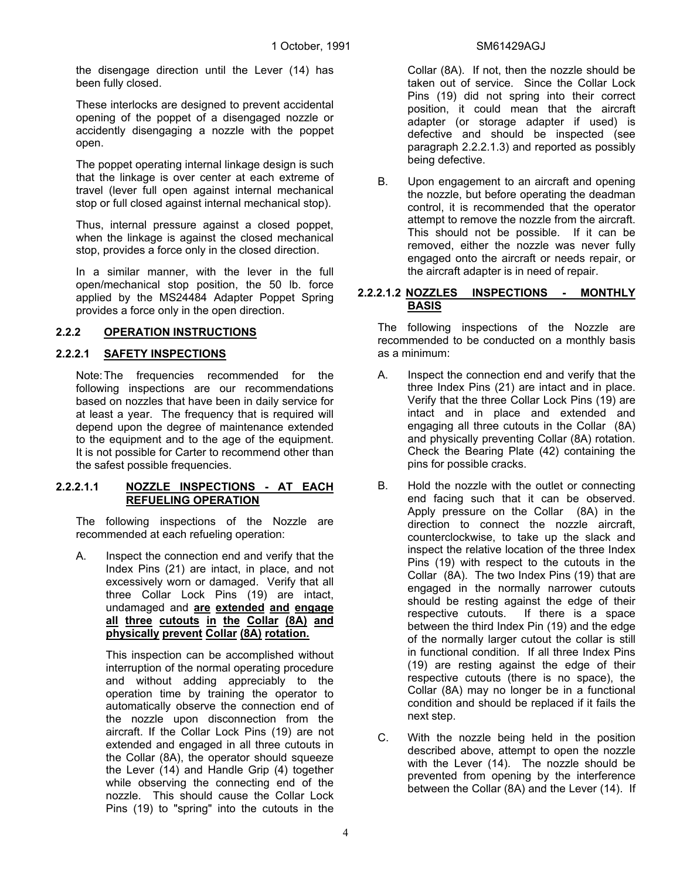the disengage direction until the Lever (14) has been fully closed.

These interlocks are designed to prevent accidental opening of the poppet of a disengaged nozzle or accidently disengaging a nozzle with the poppet open.

The poppet operating internal linkage design is such that the linkage is over center at each extreme of travel (lever full open against internal mechanical stop or full closed against internal mechanical stop).

Thus, internal pressure against a closed poppet, when the linkage is against the closed mechanical stop, provides a force only in the closed direction.

In a similar manner, with the lever in the full open/mechanical stop position, the 50 lb. force applied by the MS24484 Adapter Poppet Spring provides a force only in the open direction.

### 2.2.2 OPERATION INSTRUCTIONS

#### 2.2.2.1 SAFETY INSPECTIONS

Note: The frequencies recommended for the following inspections are our recommendations based on nozzles that have been in daily service for at least a year. The frequency that is required will depend upon the degree of maintenance extended to the equipment and to the age of the equipment. It is not possible for Carter to recommend other than the safest possible frequencies.

##### 2.2.2.1.1 NOZZLE INSPECTIONS - AT EACH REFUELING OPERATION

The following inspections of the Nozzle are recommended at each refueling operation:

A. Inspect the connection end and verify that the Index Pins (21) are intact, in place, and not excessively worn or damaged. Verify that all three Collar Lock Pins (19) are intact, undamaged and **are extended and engage all three cutouts in the Collar (8A) and physically prevent Collar (8A) rotation.**

This inspection can be accomplished without interruption of the normal operating procedure and without adding appreciably to the operation time by training the operator to automatically observe the connection end of the nozzle upon disconnection from the aircraft. If the Collar Lock Pins (19) are not extended and engaged in all three cutouts in the Collar (8A), the operator should squeeze the Lever (14) and Handle Grip (4) together while observing the connecting end of the nozzle. This should cause the Collar Lock Pins (19) to "spring" into the cutouts in the Collar (8A). If not, then the nozzle should be taken out of service. Since the Collar Lock Pins (19) did not spring into their correct position, it could mean that the aircraft adapter (or storage adapter if used) is defective and should be inspected (see paragraph 2.2.2.1.3) and reported as possibly being defective.

B. Upon engagement to an aircraft and opening the nozzle, but before operating the deadman control, it is recommended that the operator attempt to remove the nozzle from the aircraft. This should not be possible. If it can be removed, either the nozzle was never fully engaged onto the aircraft or needs repair, or the aircraft adapter is in need of repair.

##### 2.2.2.1.2 NOZZLES INSPECTIONS - MONTHLY BASIS

The following inspections of the Nozzle are recommended to be conducted on a monthly basis as a minimum:

A. Inspect the connection end and verify that the three Index Pins (21) are intact and in place. Verify that the three Collar Lock Pins (19) are intact and in place and extended and engaging all three cutouts in the Collar (8A) and physically preventing Collar (8A) rotation. Check the Bearing Plate (42) containing the pins for possible cracks.

B. Hold the nozzle with the outlet or connecting end facing such that it can be observed. Apply pressure on the Collar (8A) in the direction to connect the nozzle aircraft, counterclockwise, to take up the slack and inspect the relative location of the three Index Pins (19) with respect to the cutouts in the Collar (8A). The two Index Pins (19) that are engaged in the normally narrower cutouts should be resting against the edge of their respective cutouts. If there is a space between the third Index Pin (19) and the edge of the normally larger cutout the collar is still in functional condition. If all three Index Pins (19) are resting against the edge of their respective cutouts (there is no space), the Collar (8A) may no longer be in a functional condition and should be replaced if it fails the next step.

C. With the nozzle being held in the position described above, attempt to open the nozzle with the Lever (14). The nozzle should be prevented from opening by the interference between the Collar (8A) and the Lever (14). If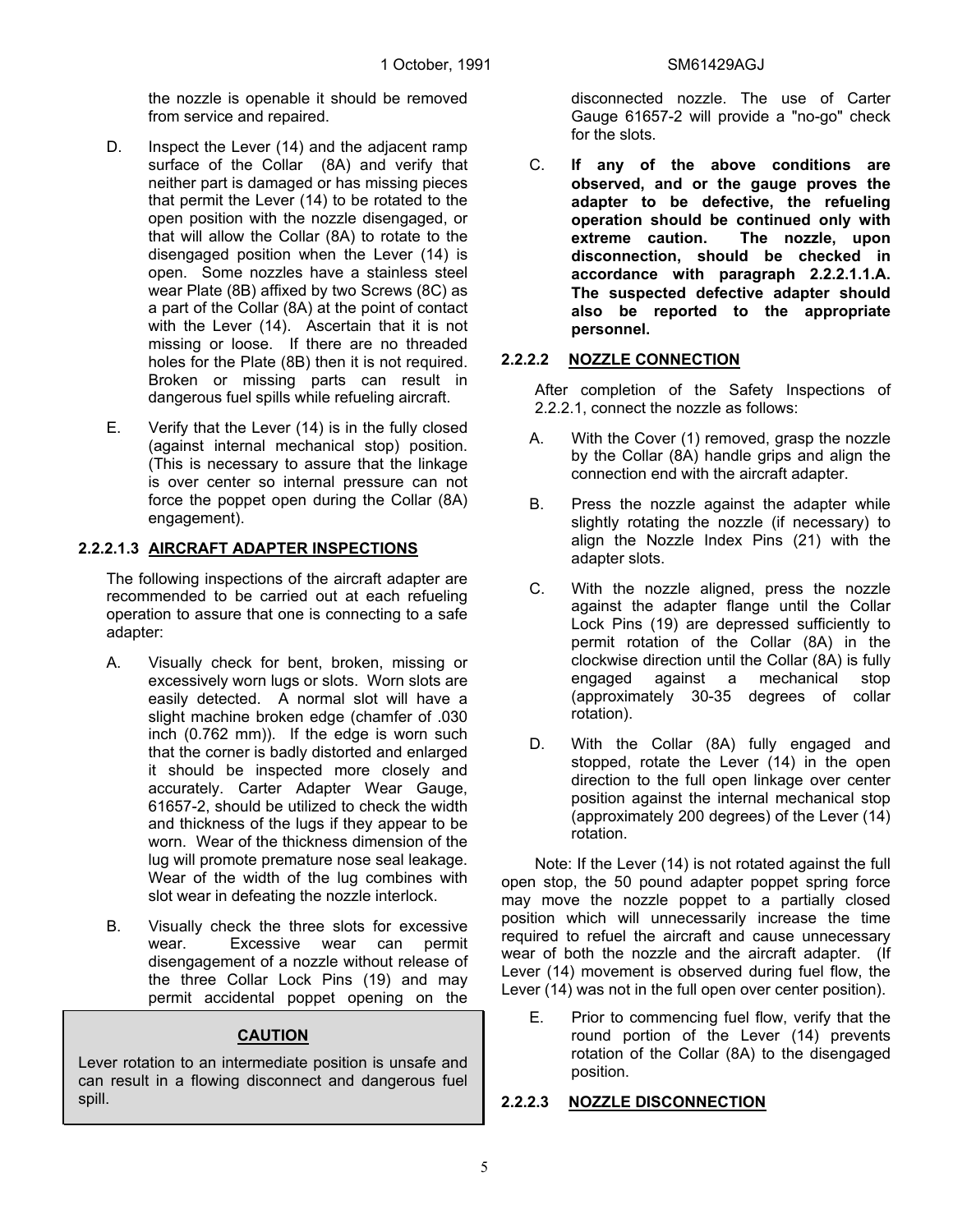the nozzle is openable it should be removed from service and repaired.

D. Inspect the Lever (14) and the adjacent ramp surface of the Collar (8A) and verify that neither part is damaged or has missing pieces that permit the Lever (14) to be rotated to the open position with the nozzle disengaged, or that will allow the Collar (8A) to rotate to the disengaged position when the Lever (14) is open. Some nozzles have a stainless steel wear Plate (8B) affixed by two Screws (8C) as a part of the Collar (8A) at the point of contact with the Lever (14). Ascertain that it is not missing or loose. If there are no threaded holes for the Plate (8B) then it is not required. Broken or missing parts can result in dangerous fuel spills while refueling aircraft.

E. Verify that the Lever (14) is in the fully closed (against internal mechanical stop) position. (This is necessary to assure that the linkage is over center so internal pressure can not force the poppet open during the Collar (8A) engagement).

#### 2.2.2.1.3 AIRCRAFT ADAPTER INSPECTIONS

The following inspections of the aircraft adapter are recommended to be carried out at each refueling operation to assure that one is connecting to a safe adapter:

A. Visually check for bent, broken, missing or excessively worn lugs or slots. Worn slots are easily detected. A normal slot will have a slight machine broken edge (chamfer of .030 inch (0.762 mm)). If the edge is worn such that the corner is badly distorted and enlarged it should be inspected more closely and accurately. Carter Adapter Wear Gauge, 61657-2, should be utilized to check the width and thickness of the lugs if they appear to be worn. Wear of the thickness dimension of the lug will promote premature nose seal leakage. Wear of the width of the lug combines with slot wear in defeating the nozzle interlock.

B. Visually check the three slots for excessive wear. Excessive wear can permit disengagement of a nozzle without release of the three Collar Lock Pins (19) and may permit accidental poppet opening on the disconnected nozzle. The use of Carter Gauge 61657-2 will provide a "no-go" check for the slots.

C. **If any of the above conditions are observed, and or the gauge proves the adapter to be defective, the refueling operation should be continued only with extreme caution. The nozzle, upon disconnection, should be checked in accordance with paragraph 2.2.2.1.1.A. The suspected defective adapter should also be reported to the appropriate personnel.**

> **CAUTION**
>
> Lever rotation to an intermediate position is unsafe and can result in a flowing disconnect and dangerous fuel spill.

### 2.2.2.2 NOZZLE CONNECTION

After completion of the Safety Inspections of 2.2.2.1, connect the nozzle as follows:

A. With the Cover (1) removed, grasp the nozzle by the Collar (8A) handle grips and align the connection end with the aircraft adapter.

B. Press the nozzle against the adapter while slightly rotating the nozzle (if necessary) to align the Nozzle Index Pins (21) with the adapter slots.

C. With the nozzle aligned, press the nozzle against the adapter flange until the Collar Lock Pins (19) are depressed sufficiently to permit rotation of the Collar (8A) in the clockwise direction until the Collar (8A) is fully engaged against a mechanical stop (approximately 30-35 degrees of collar rotation).

D. With the Collar (8A) fully engaged and stopped, rotate the Lever (14) in the open direction to the full open linkage over center position against the internal mechanical stop (approximately 200 degrees) of the Lever (14) rotation.

Note: If the Lever (14) is not rotated against the full open stop, the 50 pound adapter poppet spring force may move the nozzle poppet to a partially closed position which will unnecessarily increase the time required to refuel the aircraft and cause unnecessary wear of both the nozzle and the aircraft adapter. (If Lever (14) movement is observed during fuel flow, the Lever (14) was not in the full open over center position).

E. Prior to commencing fuel flow, verify that the round portion of the Lever (14) prevents rotation of the Collar (8A) to the disengaged position.

### 2.2.2.3 NOZZLE DISCONNECTION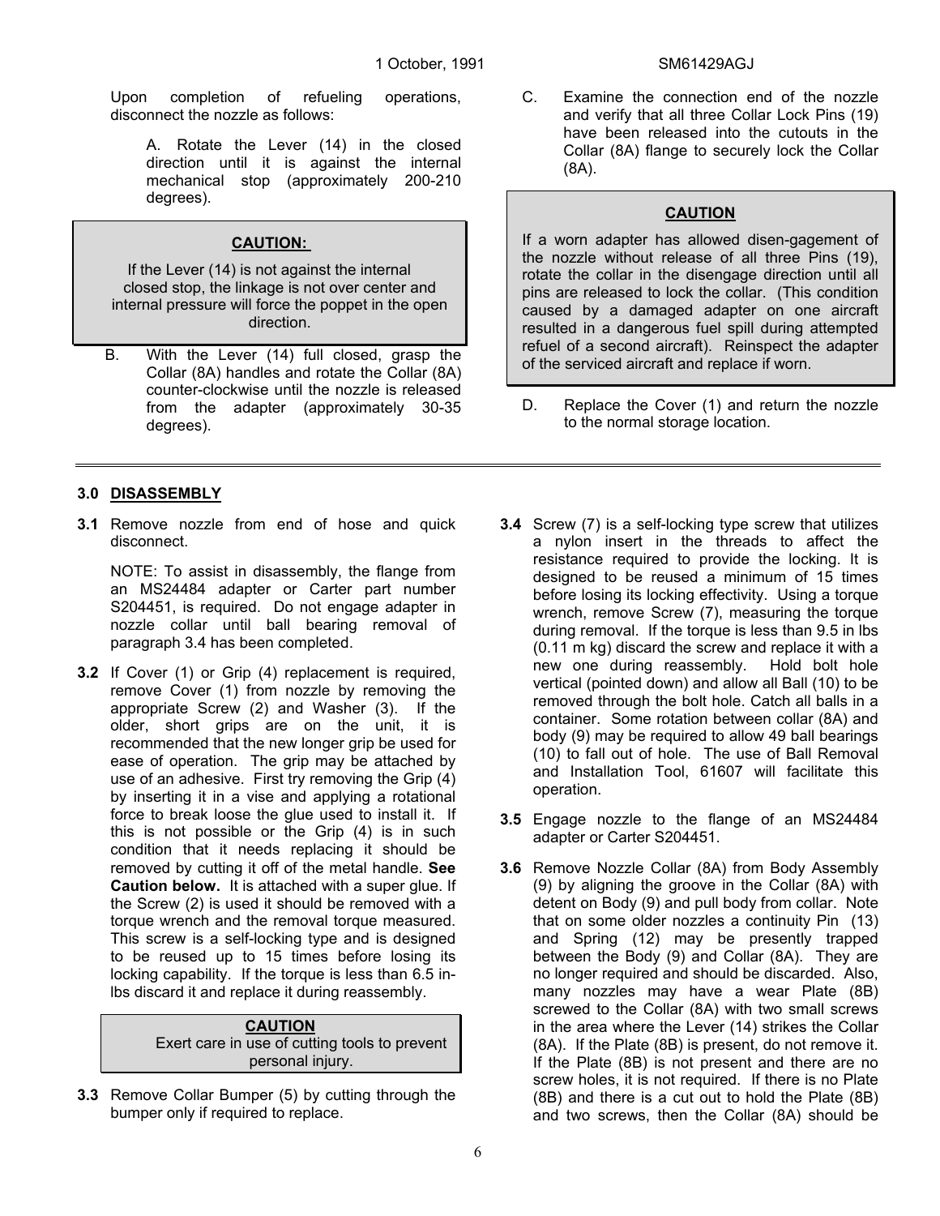Upon completion of refueling operations, disconnect the nozzle as follows:

A. Rotate the Lever (14) in the closed direction until it is against the internal mechanical stop (approximately 200-210 degrees).

> **CAUTION:**
>
> If the Lever (14) is not against the internal closed stop, the linkage is not over center and internal pressure will force the poppet in the open direction.

B. With the Lever (14) full closed, grasp the Collar (8A) handles and rotate the Collar (8A) counter-clockwise until the nozzle is released from the adapter (approximately 30-35 degrees).

C. Examine the connection end of the nozzle and verify that all three Collar Lock Pins (19) have been released into the cutouts in the Collar (8A) flange to securely lock the Collar (8A).

> **CAUTION**
>
> If a worn adapter has allowed disen-gagement of the nozzle without release of all three Pins (19), rotate the collar in the disengage direction until all pins are released to lock the collar. (This condition caused by a damaged adapter on one aircraft resulted in a dangerous fuel spill during attempted refuel of a second aircraft). Reinspect the adapter of the serviced aircraft and replace if worn.

D. Replace the Cover (1) and return the nozzle to the normal storage location.

---

## 3.0 DISASSEMBLY

**3.1** Remove nozzle from end of hose and quick disconnect.

NOTE: To assist in disassembly, the flange from an MS24484 adapter or Carter part number S204451, is required. Do not engage adapter in nozzle collar until ball bearing removal of paragraph 3.4 has been completed.

**3.2** If Cover (1) or Grip (4) replacement is required, remove Cover (1) from nozzle by removing the appropriate Screw (2) and Washer (3). If the older, short grips are on the unit, it is recommended that the new longer grip be used for ease of operation. The grip may be attached by use of an adhesive. First try removing the Grip (4) by inserting it in a vise and applying a rotational force to break loose the glue used to install it. If this is not possible or the Grip (4) is in such condition that it needs replacing it should be removed by cutting it off of the metal handle. **See Caution below.** It is attached with a super glue. If the Screw (2) is used it should be removed with a torque wrench and the removal torque measured. This screw is a self-locking type and is designed to be reused up to 15 times before losing its locking capability. If the torque is less than 6.5 in-lbs discard it and replace it during reassembly.

> **CAUTION**
>
> Exert care in use of cutting tools to prevent personal injury.

**3.3** Remove Collar Bumper (5) by cutting through the bumper only if required to replace.

**3.4** Screw (7) is a self-locking type screw that utilizes a nylon insert in the threads to affect the resistance required to provide the locking. It is designed to be reused a minimum of 15 times before losing its locking effectivity. Using a torque wrench, remove Screw (7), measuring the torque during removal. If the torque is less than 9.5 in lbs (0.11 m kg) discard the screw and replace it with a new one during reassembly. Hold bolt hole vertical (pointed down) and allow all Ball (10) to be removed through the bolt hole. Catch all balls in a container. Some rotation between collar (8A) and body (9) may be required to allow 49 ball bearings (10) to fall out of hole. The use of Ball Removal and Installation Tool, 61607 will facilitate this operation.

**3.5** Engage nozzle to the flange of an MS24484 adapter or Carter S204451.

**3.6** Remove Nozzle Collar (8A) from Body Assembly (9) by aligning the groove in the Collar (8A) with detent on Body (9) and pull body from collar. Note that on some older nozzles a continuity Pin (13) and Spring (12) may be presently trapped between the Body (9) and Collar (8A). They are no longer required and should be discarded. Also, many nozzles may have a wear Plate (8B) screwed to the Collar (8A) with two small screws in the area where the Lever (14) strikes the Collar (8A). If the Plate (8B) is present, do not remove it. If the Plate (8B) is not present and there are no screw holes, it is not required. If there is no Plate (8B) and there is a cut out to hold the Plate (8B) and two screws, then the Collar (8A) should be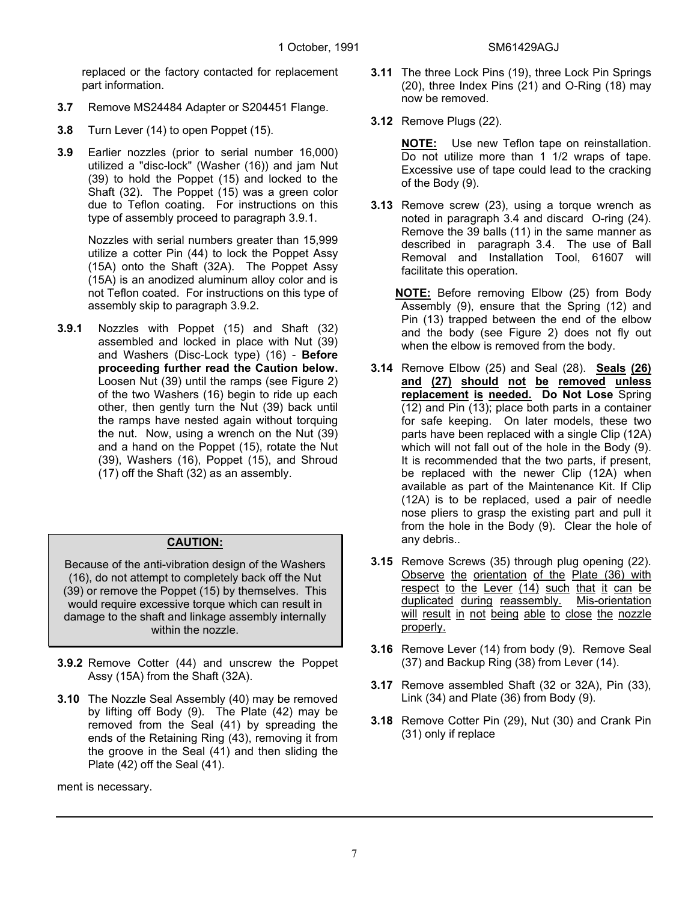replaced or the factory contacted for replacement part information.

**3.7** Remove MS24484 Adapter or S204451 Flange.

**3.8** Turn Lever (14) to open Poppet (15).

**3.9** Earlier nozzles (prior to serial number 16,000) utilized a "disc-lock" (Washer (16)) and jam Nut (39) to hold the Poppet (15) and locked to the Shaft (32). The Poppet (15) was a green color due to Teflon coating. For instructions on this type of assembly proceed to paragraph 3.9.1.

Nozzles with serial numbers greater than 15,999 utilize a cotter Pin (44) to lock the Poppet Assy (15A) onto the Shaft (32A). The Poppet Assy (15A) is an anodized aluminum alloy color and is not Teflon coated. For instructions on this type of assembly skip to paragraph 3.9.2.

**3.9.1** Nozzles with Poppet (15) and Shaft (32) assembled and locked in place with Nut (39) and Washers (Disc-Lock type) (16) - **Before proceeding further read the Caution below.** Loosen Nut (39) until the ramps (see Figure 2) of the two Washers (16) begin to ride up each other, then gently turn the Nut (39) back until the ramps have nested again without torquing the nut. Now, using a wrench on the Nut (39) and a hand on the Poppet (15), rotate the Nut (39), Washers (16), Poppet (15), and Shroud (17) off the Shaft (32) as an assembly.

**CAUTION:**

Because of the anti-vibration design of the Washers (16), do not attempt to completely back off the Nut (39) or remove the Poppet (15) by themselves. This would require excessive torque which can result in damage to the shaft and linkage assembly internally within the nozzle.

**3.9.2** Remove Cotter (44) and unscrew the Poppet Assy (15A) from the Shaft (32A).

**3.10** The Nozzle Seal Assembly (40) may be removed by lifting off Body (9). The Plate (42) may be removed from the Seal (41) by spreading the ends of the Retaining Ring (43), removing it from the groove in the Seal (41) and then sliding the Plate (42) off the Seal (41).

**3.11** The three Lock Pins (19), three Lock Pin Springs (20), three Index Pins (21) and O-Ring (18) may now be removed.

**3.12** Remove Plugs (22).

**NOTE:** Use new Teflon tape on reinstallation. Do not utilize more than 1 1/2 wraps of tape. Excessive use of tape could lead to the cracking of the Body (9).

**3.13** Remove screw (23), using a torque wrench as noted in paragraph 3.4 and discard O-ring (24). Remove the 39 balls (11) in the same manner as described in paragraph 3.4. The use of Ball Removal and Installation Tool, 61607 will facilitate this operation.

**NOTE:** Before removing Elbow (25) from Body Assembly (9), ensure that the Spring (12) and Pin (13) trapped between the end of the elbow and the body (see Figure 2) does not fly out when the elbow is removed from the body.

**3.14** Remove Elbow (25) and Seal (28). **Seals (26) and (27) should not be removed unless replacement is needed. Do Not Lose** Spring (12) and Pin (13); place both parts in a container for safe keeping. On later models, these two parts have been replaced with a single Clip (12A) which will not fall out of the hole in the Body (9). It is recommended that the two parts, if present, be replaced with the newer Clip (12A) when available as part of the Maintenance Kit. If Clip (12A) is to be replaced, used a pair of needle nose pliers to grasp the existing part and pull it from the hole in the Body (9). Clear the hole of any debris..

**3.15** Remove Screws (35) through plug opening (22). Observe the orientation of the Plate (36) with respect to the Lever (14) such that it can be duplicated during reassembly. Mis-orientation will result in not being able to close the nozzle properly.

**3.16** Remove Lever (14) from body (9). Remove Seal (37) and Backup Ring (38) from Lever (14).

**3.17** Remove assembled Shaft (32 or 32A), Pin (33), Link (34) and Plate (36) from Body (9).

**3.18** Remove Cotter Pin (29), Nut (30) and Crank Pin (31) only if replacement is necessary.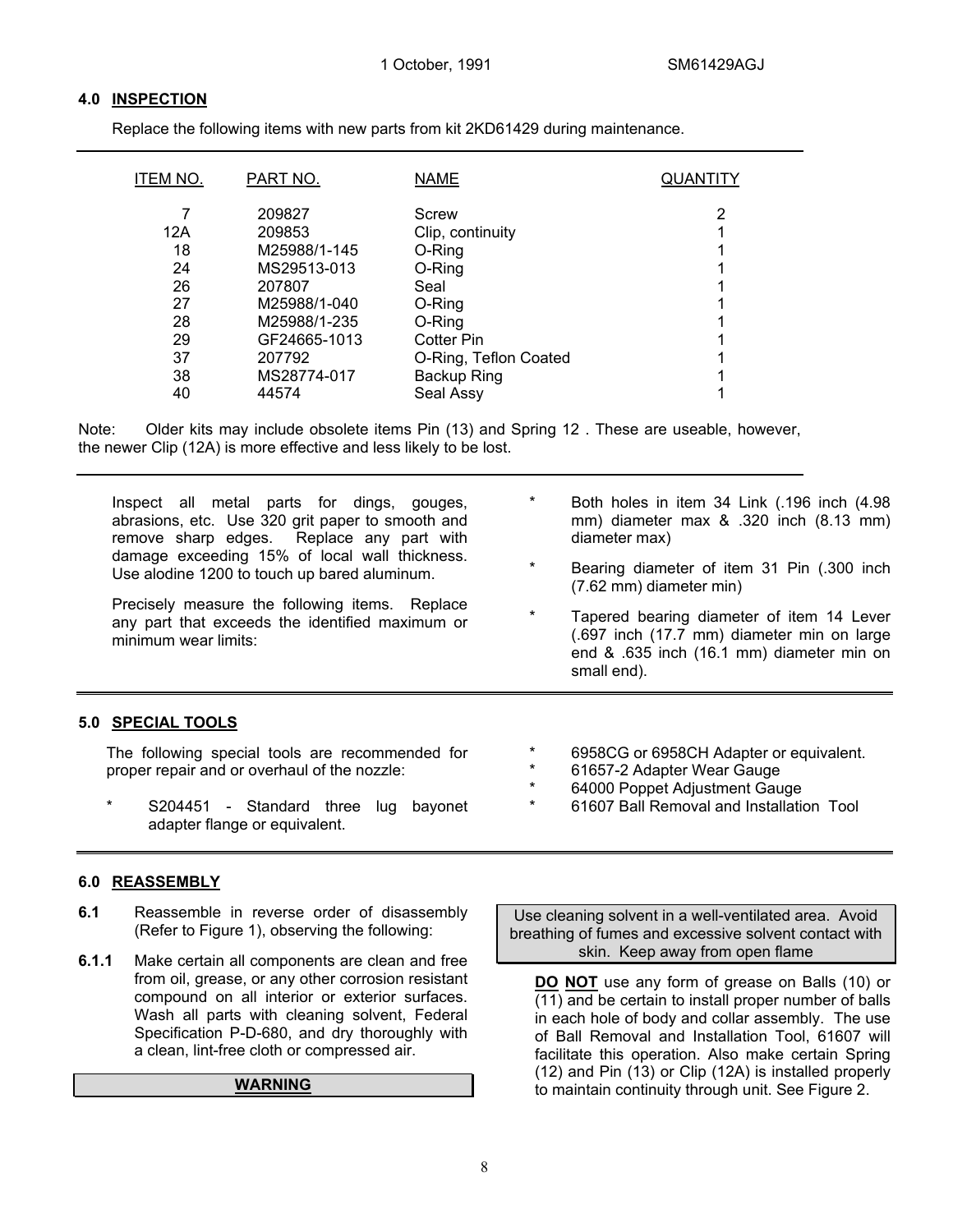## 4.0 INSPECTION

Replace the following items with new parts from kit 2KD61429 during maintenance.

| ITEM NO. | PART NO. | NAME | QUANTITY |
|---|---|---|---|
| 7 | 209827 | Screw | 2 |
| 12A | 209853 | Clip, continuity | 1 |
| 18 | M25988/1-145 | O-Ring | 1 |
| 24 | MS29513-013 | O-Ring | 1 |
| 26 | 207807 | Seal | 1 |
| 27 | M25988/1-040 | O-Ring | 1 |
| 28 | M25988/1-235 | O-Ring | 1 |
| 29 | GF24665-1013 | Cotter Pin | 1 |
| 37 | 207792 | O-Ring, Teflon Coated | 1 |
| 38 | MS28774-017 | Backup Ring | 1 |
| 40 | 44574 | Seal Assy | 1 |

Note: Older kits may include obsolete items Pin (13) and Spring 12 . These are useable, however, the newer Clip (12A) is more effective and less likely to be lost.

Inspect all metal parts for dings, gouges, abrasions, etc. Use 320 grit paper to smooth and remove sharp edges. Replace any part with damage exceeding 15% of local wall thickness. Use alodine 1200 to touch up bared aluminum.

Precisely measure the following items. Replace any part that exceeds the identified maximum or minimum wear limits:

* Both holes in item 34 Link (.196 inch (4.98 mm) diameter max & .320 inch (8.13 mm) diameter max)
* Bearing diameter of item 31 Pin (.300 inch (7.62 mm) diameter min)
* Tapered bearing diameter of item 14 Lever (.697 inch (17.7 mm) diameter min on large end & .635 inch (16.1 mm) diameter min on small end).

## 5.0 SPECIAL TOOLS

The following special tools are recommended for proper repair and or overhaul of the nozzle:

* S204451 - Standard three lug bayonet adapter flange or equivalent.
* 6958CG or 6958CH Adapter or equivalent.
* 61657-2 Adapter Wear Gauge
* 64000 Poppet Adjustment Gauge
* 61607 Ball Removal and Installation Tool

## 6.0 REASSEMBLY

**6.1** Reassemble in reverse order of disassembly (Refer to Figure 1), observing the following:

**6.1.1** Make certain all components are clean and free from oil, grease, or any other corrosion resistant compound on all interior or exterior surfaces. Wash all parts with cleaning solvent, Federal Specification P-D-680, and dry thoroughly with a clean, lint-free cloth or compressed air.

**WARNING**

Use cleaning solvent in a well-ventilated area. Avoid breathing of fumes and excessive solvent contact with skin. Keep away from open flame

**DO NOT** use any form of grease on Balls (10) or (11) and be certain to install proper number of balls in each hole of body and collar assembly. The use of Ball Removal and Installation Tool, 61607 will facilitate this operation. Also make certain Spring (12) and Pin (13) or Clip (12A) is installed properly to maintain continuity through unit. See Figure 2.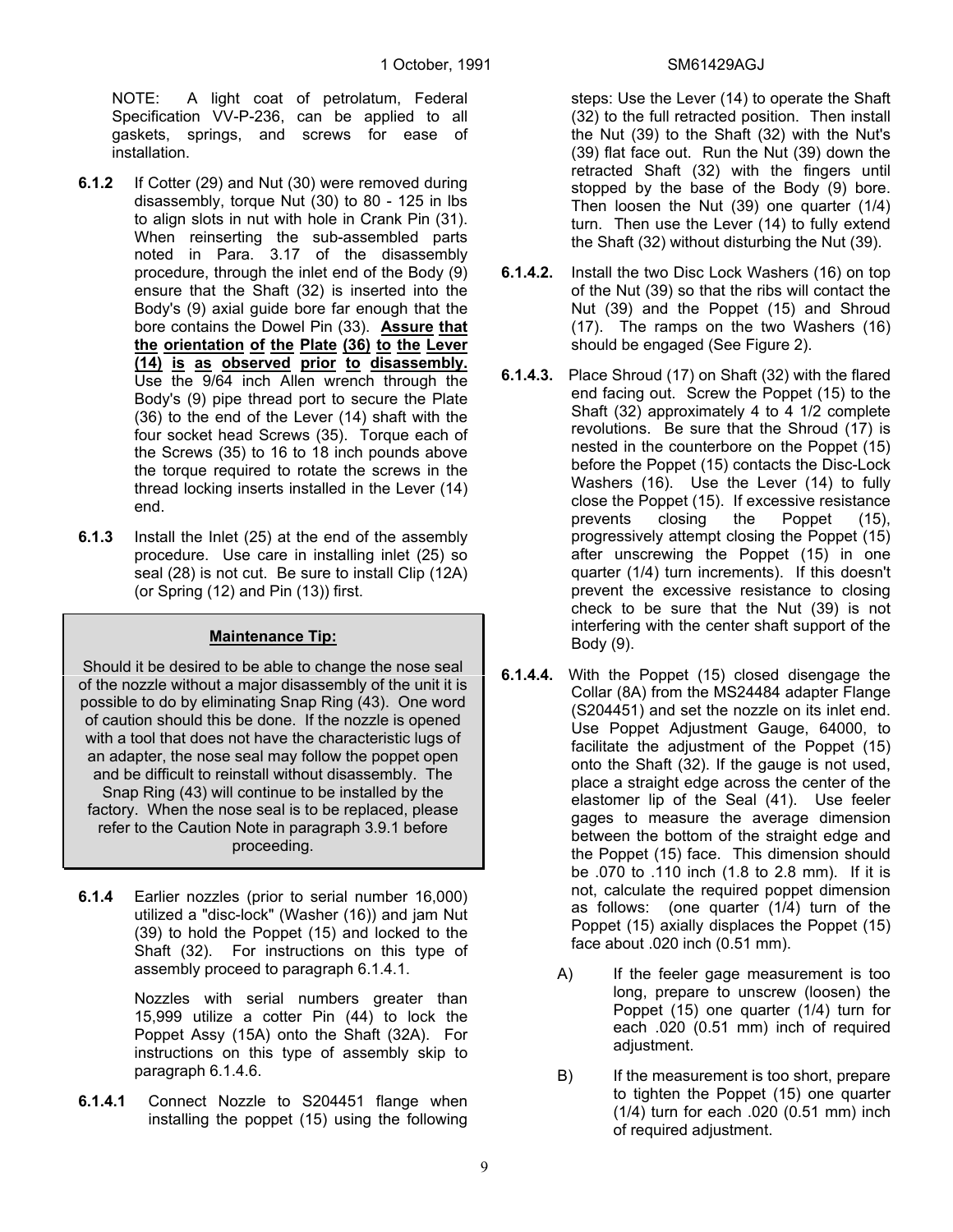NOTE: A light coat of petrolatum, Federal Specification VV-P-236, can be applied to all gaskets, springs, and screws for ease of installation.

**6.1.2** If Cotter (29) and Nut (30) were removed during disassembly, torque Nut (30) to 80 - 125 in lbs to align slots in nut with hole in Crank Pin (31). When reinserting the sub-assembled parts noted in Para. 3.17 of the disassembly procedure, through the inlet end of the Body (9) ensure that the Shaft (32) is inserted into the Body's (9) axial guide bore far enough that the bore contains the Dowel Pin (33). **Assure that the orientation of the Plate (36) to the Lever (14) is as observed prior to disassembly.** Use the 9/64 inch Allen wrench through the Body's (9) pipe thread port to secure the Plate (36) to the end of the Lever (14) shaft with the four socket head Screws (35). Torque each of the Screws (35) to 16 to 18 inch pounds above the torque required to rotate the screws in the thread locking inserts installed in the Lever (14) end.

**6.1.3** Install the Inlet (25) at the end of the assembly procedure. Use care in installing inlet (25) so seal (28) is not cut. Be sure to install Clip (12A) (or Spring (12) and Pin (13)) first.

> **Maintenance Tip:**
>
> Should it be desired to be able to change the nose seal of the nozzle without a major disassembly of the unit it is possible to do by eliminating Snap Ring (43). One word of caution should this be done. If the nozzle is opened with a tool that does not have the characteristic lugs of an adapter, the nose seal may follow the poppet open and be difficult to reinstall without disassembly. The Snap Ring (43) will continue to be installed by the factory. When the nose seal is to be replaced, please refer to the Caution Note in paragraph 3.9.1 before proceeding.

**6.1.4** Earlier nozzles (prior to serial number 16,000) utilized a "disc-lock" (Washer (16)) and jam Nut (39) to hold the Poppet (15) and locked to the Shaft (32). For instructions on this type of assembly proceed to paragraph 6.1.4.1.

Nozzles with serial numbers greater than 15,999 utilize a cotter Pin (44) to lock the Poppet Assy (15A) onto the Shaft (32A). For instructions on this type of assembly skip to paragraph 6.1.4.6.

**6.1.4.1** Connect Nozzle to S204451 flange when installing the poppet (15) using the following steps: Use the Lever (14) to operate the Shaft (32) to the full retracted position. Then install the Nut (39) to the Shaft (32) with the Nut's (39) flat face out. Run the Nut (39) down the retracted Shaft (32) with the fingers until stopped by the base of the Body (9) bore. Then loosen the Nut (39) one quarter (1/4) turn. Then use the Lever (14) to fully extend the Shaft (32) without disturbing the Nut (39).

**6.1.4.2.** Install the two Disc Lock Washers (16) on top of the Nut (39) so that the ribs will contact the Nut (39) and the Poppet (15) and Shroud (17). The ramps on the two Washers (16) should be engaged (See Figure 2).

**6.1.4.3.** Place Shroud (17) on Shaft (32) with the flared end facing out. Screw the Poppet (15) to the Shaft (32) approximately 4 to 4 1/2 complete revolutions. Be sure that the Shroud (17) is nested in the counterbore on the Poppet (15) before the Poppet (15) contacts the Disc-Lock Washers (16). Use the Lever (14) to fully close the Poppet (15). If excessive resistance prevents closing the Poppet (15), progressively attempt closing the Poppet (15) after unscrewing the Poppet (15) in one quarter (1/4) turn increments). If this doesn't prevent the excessive resistance to closing check to be sure that the Nut (39) is not interfering with the center shaft support of the Body (9).

**6.1.4.4.** With the Poppet (15) closed disengage the Collar (8A) from the MS24484 adapter Flange (S204451) and set the nozzle on its inlet end. Use Poppet Adjustment Gauge, 64000, to facilitate the adjustment of the Poppet (15) onto the Shaft (32). If the gauge is not used, place a straight edge across the center of the elastomer lip of the Seal (41). Use feeler gages to measure the average dimension between the bottom of the straight edge and the Poppet (15) face. This dimension should be .070 to .110 inch (1.8 to 2.8 mm). If it is not, calculate the required poppet dimension as follows: (one quarter (1/4) turn of the Poppet (15) axially displaces the Poppet (15) face about .020 inch (0.51 mm).

A) If the feeler gage measurement is too long, prepare to unscrew (loosen) the Poppet (15) one quarter (1/4) turn for each .020 (0.51 mm) inch of required adjustment.

B) If the measurement is too short, prepare to tighten the Poppet (15) one quarter (1/4) turn for each .020 (0.51 mm) inch of required adjustment.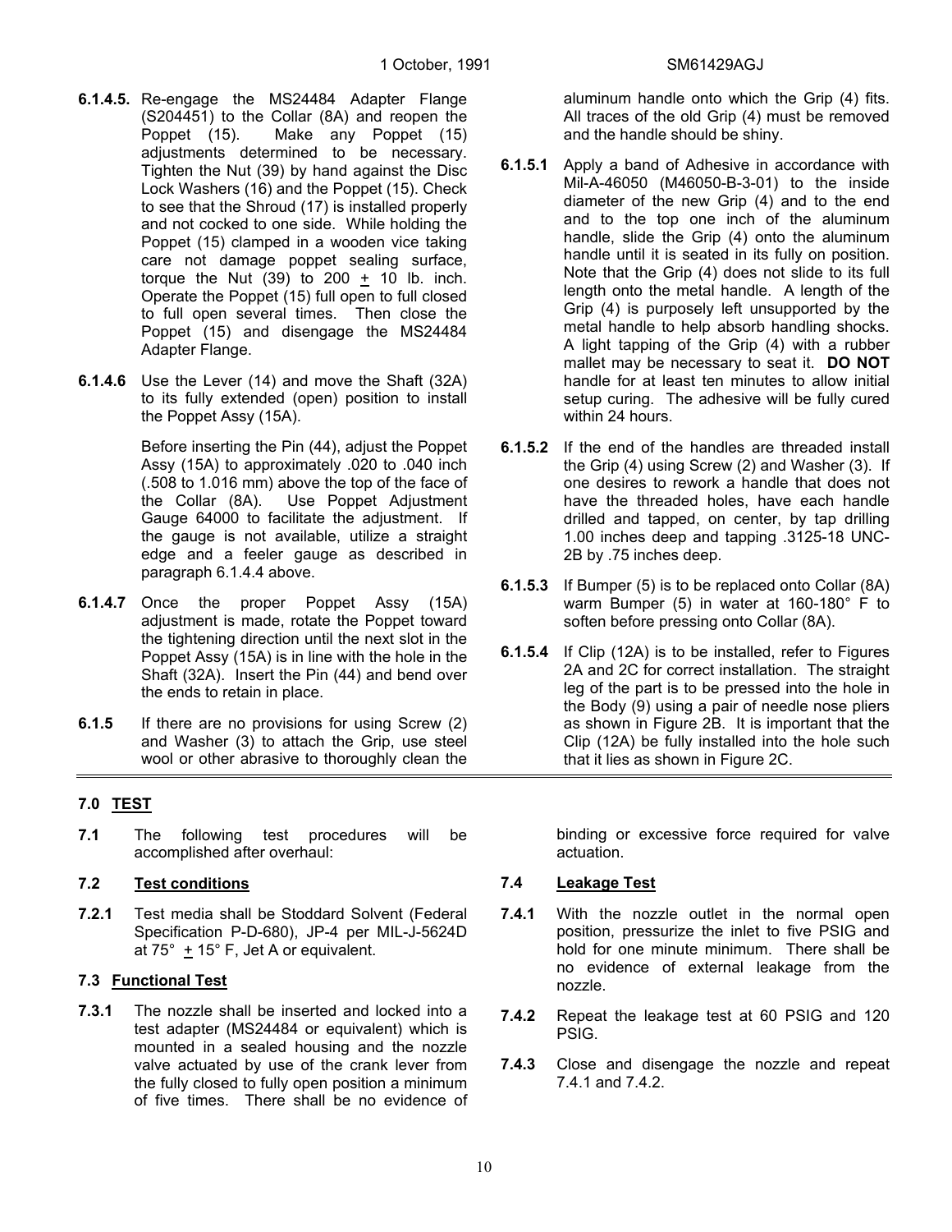**6.1.4.5.** Re-engage the MS24484 Adapter Flange (S204451) to the Collar (8A) and reopen the Poppet (15). Make any Poppet (15) adjustments determined to be necessary. Tighten the Nut (39) by hand against the Disc Lock Washers (16) and the Poppet (15). Check to see that the Shroud (17) is installed properly and not cocked to one side. While holding the Poppet (15) clamped in a wooden vice taking care not damage poppet sealing surface, torque the Nut (39) to 200 ± 10 lb. inch. Operate the Poppet (15) full open to full closed to full open several times. Then close the Poppet (15) and disengage the MS24484 Adapter Flange.

**6.1.4.6** Use the Lever (14) and move the Shaft (32A) to its fully extended (open) position to install the Poppet Assy (15A).

Before inserting the Pin (44), adjust the Poppet Assy (15A) to approximately .020 to .040 inch (.508 to 1.016 mm) above the top of the face of the Collar (8A). Use Poppet Adjustment Gauge 64000 to facilitate the adjustment. If the gauge is not available, utilize a straight edge and a feeler gauge as described in paragraph 6.1.4.4 above.

**6.1.4.7** Once the proper Poppet Assy (15A) adjustment is made, rotate the Poppet toward the tightening direction until the next slot in the Poppet Assy (15A) is in line with the hole in the Shaft (32A). Insert the Pin (44) and bend over the ends to retain in place.

**6.1.5** If there are no provisions for using Screw (2) and Washer (3) to attach the Grip, use steel wool or other abrasive to thoroughly clean the aluminum handle onto which the Grip (4) fits. All traces of the old Grip (4) must be removed and the handle should be shiny.

**6.1.5.1** Apply a band of Adhesive in accordance with Mil-A-46050 (M46050-B-3-01) to the inside diameter of the new Grip (4) and to the end and to the top one inch of the aluminum handle, slide the Grip (4) onto the aluminum handle until it is seated in its fully on position. Note that the Grip (4) does not slide to its full length onto the metal handle. A length of the Grip (4) is purposely left unsupported by the metal handle to help absorb handling shocks. A light tapping of the Grip (4) with a rubber mallet may be necessary to seat it. **DO NOT** handle for at least ten minutes to allow initial setup curing. The adhesive will be fully cured within 24 hours.

**6.1.5.2** If the end of the handles are threaded install the Grip (4) using Screw (2) and Washer (3). If one desires to rework a handle that does not have the threaded holes, have each handle drilled and tapped, on center, by tap drilling 1.00 inches deep and tapping .3125-18 UNC-2B by .75 inches deep.

**6.1.5.3** If Bumper (5) is to be replaced onto Collar (8A) warm Bumper (5) in water at 160-180° F to soften before pressing onto Collar (8A).

**6.1.5.4** If Clip (12A) is to be installed, refer to Figures 2A and 2C for correct installation. The straight leg of the part is to be pressed into the hole in the Body (9) using a pair of needle nose pliers as shown in Figure 2B. It is important that the Clip (12A) be fully installed into the hole such that it lies as shown in Figure 2C.

## 7.0 TEST

**7.1** The following test procedures will be accomplished after overhaul:

### 7.2 Test conditions

**7.2.1** Test media shall be Stoddard Solvent (Federal Specification P-D-680), JP-4 per MIL-J-5624D at 75° ± 15° F, Jet A or equivalent.

### 7.3 Functional Test

**7.3.1** The nozzle shall be inserted and locked into a test adapter (MS24484 or equivalent) which is mounted in a sealed housing and the nozzle valve actuated by use of the crank lever from the fully closed to fully open position a minimum of five times. There shall be no evidence of binding or excessive force required for valve actuation.

### 7.4 Leakage Test

**7.4.1** With the nozzle outlet in the normal open position, pressurize the inlet to five PSIG and hold for one minute minimum. There shall be no evidence of external leakage from the nozzle.

**7.4.2** Repeat the leakage test at 60 PSIG and 120 PSIG.

**7.4.3** Close and disengage the nozzle and repeat 7.4.1 and 7.4.2.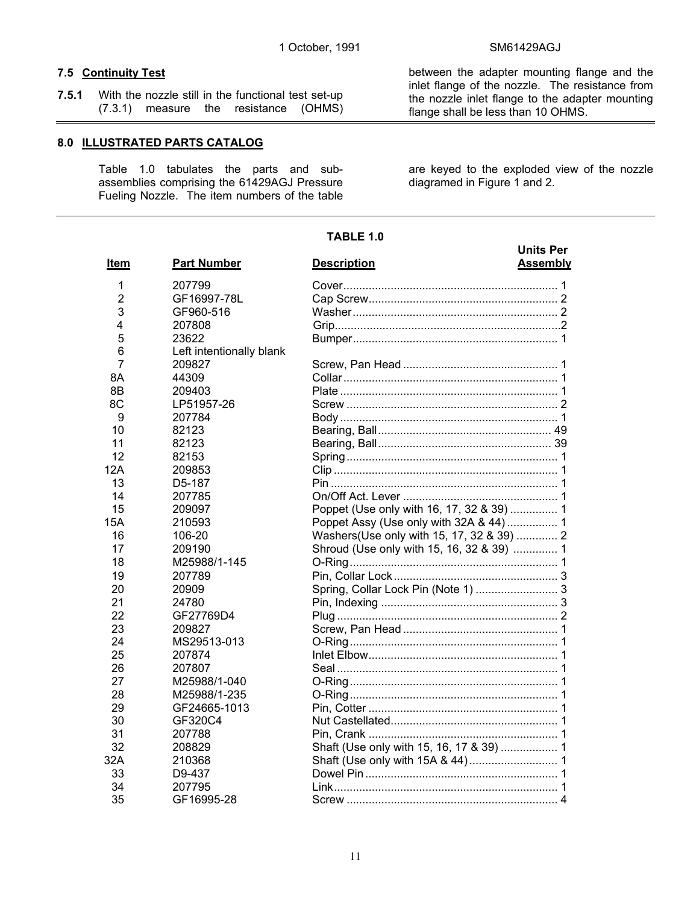### 7.5 Continuity Test

**7.5.1** With the nozzle still in the functional test set-up (7.3.1) measure the resistance (OHMS) between the adapter mounting flange and the inlet flange of the nozzle. The resistance from the nozzle inlet flange to the adapter mounting flange shall be less than 10 OHMS.

## 8.0 ILLUSTRATED PARTS CATALOG

Table 1.0 tabulates the parts and sub-assemblies comprising the 61429AGJ Pressure Fueling Nozzle. The item numbers of the table are keyed to the exploded view of the nozzle diagramed in Figure 1 and 2.

**TABLE 1.0**

| Item | Part Number | Description | Units Per Assembly |
|---|---|---|---|
| 1 | 207799 | Cover | 1 |
| 2 | GF16997-78L | Cap Screw | 2 |
| 3 | GF960-516 | Washer | 2 |
| 4 | 207808 | Grip | 2 |
| 5 | 23622 | Bumper | 1 |
| 6 | Left intentionally blank | | |
| 7 | 209827 | Screw, Pan Head | 1 |
| 8A | 44309 | Collar | 1 |
| 8B | 209403 | Plate | 1 |
| 8C | LP51957-26 | Screw | 2 |
| 9 | 207784 | Body | 1 |
| 10 | 82123 | Bearing, Ball | 49 |
| 11 | 82123 | Bearing, Ball | 39 |
| 12 | 82153 | Spring | 1 |
| 12A | 209853 | Clip | 1 |
| 13 | D5-187 | Pin | 1 |
| 14 | 207785 | On/Off Act. Lever | 1 |
| 15 | 209097 | Poppet (Use only with 16, 17, 32 & 39) | 1 |
| 15A | 210593 | Poppet Assy (Use only with 32A & 44) | 1 |
| 16 | 106-20 | Washers(Use only with 15, 17, 32 & 39) | 2 |
| 17 | 209190 | Shroud (Use only with 15, 16, 32 & 39) | 1 |
| 18 | M25988/1-145 | O-Ring | 1 |
| 19 | 207789 | Pin, Collar Lock | 3 |
| 20 | 20909 | Spring, Collar Lock Pin (Note 1) | 3 |
| 21 | 24780 | Pin, Indexing | 3 |
| 22 | GF27769D4 | Plug | 2 |
| 23 | 209827 | Screw, Pan Head | 1 |
| 24 | MS29513-013 | O-Ring | 1 |
| 25 | 207874 | Inlet Elbow | 1 |
| 26 | 207807 | Seal | 1 |
| 27 | M25988/1-040 | O-Ring | 1 |
| 28 | M25988/1-235 | O-Ring | 1 |
| 29 | GF24665-1013 | Pin, Cotter | 1 |
| 30 | GF320C4 | Nut Castellated | 1 |
| 31 | 207788 | Pin, Crank | 1 |
| 32 | 208829 | Shaft (Use only with 15, 16, 17 & 39) | 1 |
| 32A | 210368 | Shaft (Use only with 15A & 44) | 1 |
| 33 | D9-437 | Dowel Pin | 1 |
| 34 | 207795 | Link | 1 |
| 35 | GF16995-28 | Screw | 4 |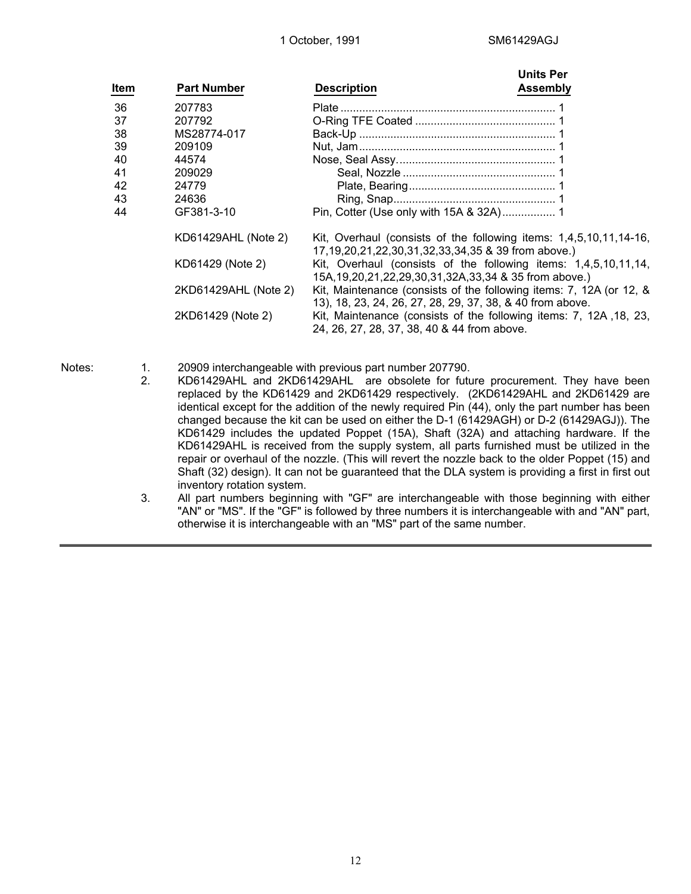| Item | Part Number | Description | Units Per Assembly |
|---|---|---|---|
| 36 | 207783 | Plate | 1 |
| 37 | 207792 | O-Ring TFE Coated | 1 |
| 38 | MS28774-017 | Back-Up | 1 |
| 39 | 209109 | Nut, Jam | 1 |
| 40 | 44574 | Nose, Seal Assy. | 1 |
| 41 | 209029 | Seal, Nozzle | 1 |
| 42 | 24779 | Plate, Bearing | 1 |
| 43 | 24636 | Ring, Snap | 1 |
| 44 | GF381-3-10 | Pin, Cotter (Use only with 15A & 32A) | 1 |
| | KD61429AHL (Note 2) | Kit, Overhaul (consists of the following items: 1,4,5,10,11,14-16, 17,19,20,21,22,30,31,32,33,34,35 & 39 from above.) | |
| | KD61429 (Note 2) | Kit, Overhaul (consists of the following items: 1,4,5,10,11,14, 15A,19,20,21,22,29,30,31,32A,33,34 & 35 from above.) | |
| | 2KD61429AHL (Note 2) | Kit, Maintenance (consists of the following items: 7, 12A (or 12, & 13), 18, 23, 24, 26, 27, 28, 29, 37, 38, & 40 from above. | |
| | 2KD61429 (Note 2) | Kit, Maintenance (consists of the following items: 7, 12A ,18, 23, 24, 26, 27, 28, 37, 38, 40 & 44 from above. | |

Notes:

1. 20909 interchangeable with previous part number 207790.
2. KD61429AHL and 2KD61429AHL are obsolete for future procurement. They have been replaced by the KD61429 and 2KD61429 respectively. (2KD61429AHL and 2KD61429 are identical except for the addition of the newly required Pin (44), only the part number has been changed because the kit can be used on either the D-1 (61429AGH) or D-2 (61429AGJ)). The KD61429 includes the updated Poppet (15A), Shaft (32A) and attaching hardware. If the KD61429AHL is received from the supply system, all parts furnished must be utilized in the repair or overhaul of the nozzle. (This will revert the nozzle back to the older Poppet (15) and Shaft (32) design). It can not be guaranteed that the DLA system is providing a first in first out inventory rotation system.
3. All part numbers beginning with "GF" are interchangeable with those beginning with either "AN" or "MS". If the "GF" is followed by three numbers it is interchangeable with and "AN" part, otherwise it is interchangeable with an "MS" part of the same number.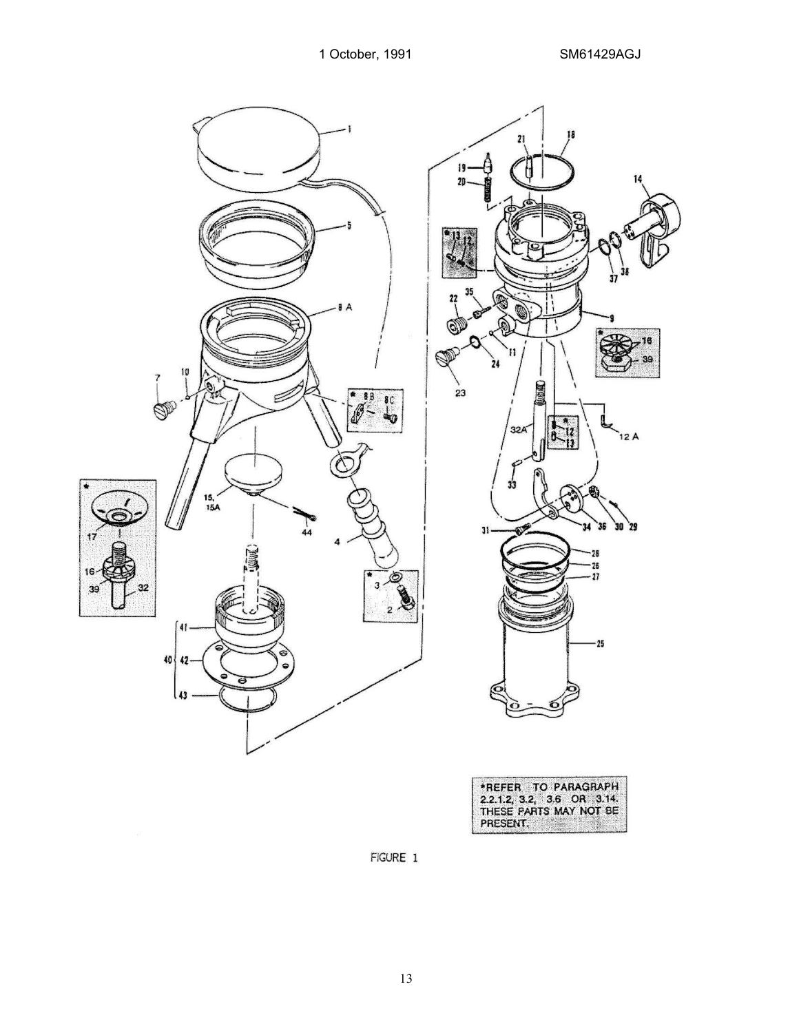*REFER TO PARAGRAPH 2.2.1.2, 3.2, 3.6 OR 3.14. THESE PARTS MAY NOT BE PRESENT.

FIGURE 1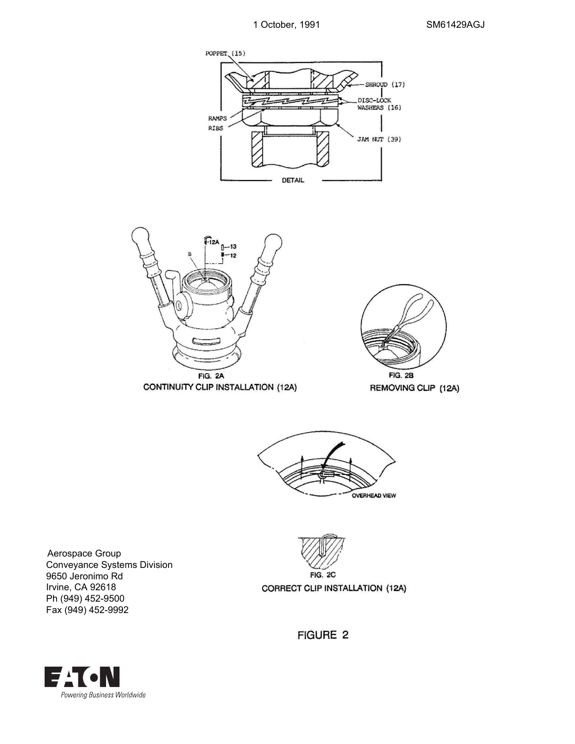POPPET (15)

SHROUD (17)

DISC-LOCK WASHERS (16)

RAMPS

RIBS

JAM NUT (39)

DETAIL

12A

13

12

B

FIG. 2A
CONTINUITY CLIP INSTALLATION (12A)

FIG. 2B
REMOVING CLIP (12A)

OVERHEAD VIEW

FIG. 2C
CORRECT CLIP INSTALLATION (12A)

FIGURE 2

Aerospace Group
Conveyance Systems Division
9650 Jeronimo Rd
Irvine, CA 92618
Ph (949) 452-9500
Fax (949) 452-9992

EATON
*Powering Business Worldwide*